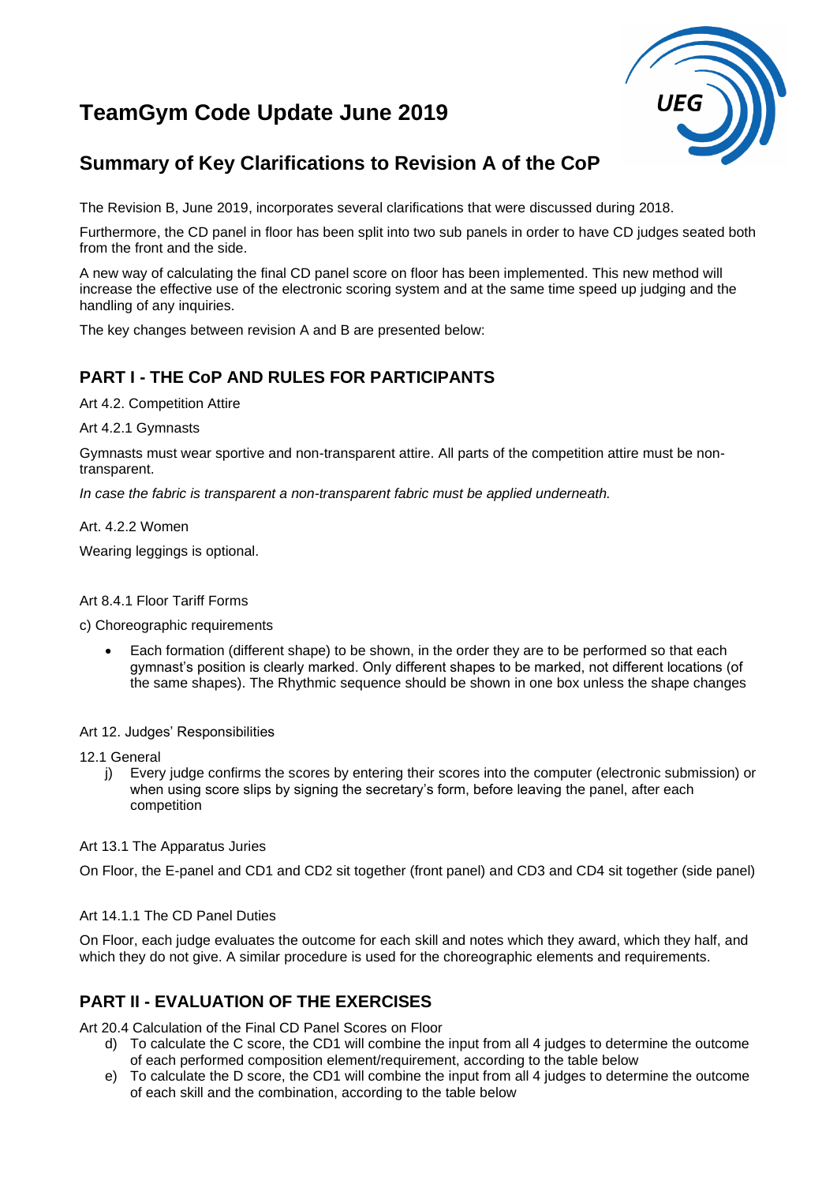# TeamGym Code Update June 2019

## Summary of Key Clarifications to Revision A of the CoP

The Revision B, June 2019, incorporates several clarifications that were discussed during 2018.

Furthermore, the CD panel in floor has been split into two sub panels in order to have CD judges seated both from the front and the side.

A new way of calculating the final CD panel score on floor has been implemented. This new method will increase the effective use of the electronic scoring system and at the same time speed up judging and the handling of any inquiries.

The key changes between revision A and B are presented below:

### PART I - THE CoP AND RULES FOR PARTICIPANTS

Art 4.2. Competition Attire

Art 4.2.1 Gymnasts

Gymnasts must wear sportive and non-transparent attire. All parts of the competition attire must be non-transparent.

*In case the fabric is transparent a non-transparent fabric must be applied underneath.*

Art. 4.2.2 Women

Wearing leggings is optional.

Art 8.4.1 Floor Tariff Forms

c) Choreographic requirements

- Each formation (different shape) to be shown, in the order they are to be performed so that each gymnast's position is clearly marked. Only different shapes to be marked, not different locations (of the same shapes). The Rhythmic sequence should be shown in one box unless the shape changes

Art 12. Judges' Responsibilities

12.1 General

j) Every judge confirms the scores by entering their scores into the computer (electronic submission) or when using score slips by signing the secretary's form, before leaving the panel, after each competition

Art 13.1 The Apparatus Juries

On Floor, the E-panel and CD1 and CD2 sit together (front panel) and CD3 and CD4 sit together (side panel)

Art 14.1.1 The CD Panel Duties

On Floor, each judge evaluates the outcome for each skill and notes which they award, which they half, and which they do not give. A similar procedure is used for the choreographic elements and requirements.

### PART II - EVALUATION OF THE EXERCISES

Art 20.4 Calculation of the Final CD Panel Scores on Floor

d) To calculate the C score, the CD1 will combine the input from all 4 judges to determine the outcome of each performed composition element/requirement, according to the table below

e) To calculate the D score, the CD1 will combine the input from all 4 judges to determine the outcome of each skill and the combination, according to the table below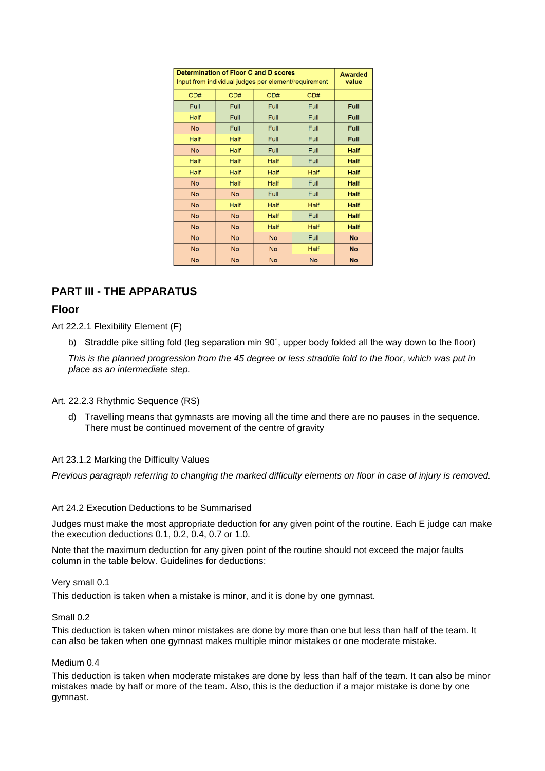| Determination of Floor C and D scores<br>Input from individual judges per element/requirement | | | | Awarded value |
|---|---|---|---|---|
| CD# | CD# | CD# | CD# | |
| Full | Full | Full | Full | **Full** |
| Half | Full | Full | Full | **Full** |
| No | Full | Full | Full | **Full** |
| Half | Half | Full | Full | **Full** |
| No | Half | Full | Full | **Half** |
| Half | Half | Half | Full | **Half** |
| Half | Half | Half | Half | **Half** |
| No | Half | Half | Full | **Half** |
| No | No | Full | Full | **Half** |
| No | Half | Half | Half | **Half** |
| No | No | Half | Full | **Half** |
| No | No | Half | Half | **Half** |
| No | No | No | Full | **No** |
| No | No | No | Half | **No** |
| No | No | No | No | **No** |

## PART III - THE APPARATUS

### Floor

Art 22.2.1 Flexibility Element (F)

b) Straddle pike sitting fold (leg separation min 90˚, upper body folded all the way down to the floor)

*This is the planned progression from the 45 degree or less straddle fold to the floor, which was put in place as an intermediate step.*

Art. 22.2.3 Rhythmic Sequence (RS)

d) Travelling means that gymnasts are moving all the time and there are no pauses in the sequence. There must be continued movement of the centre of gravity

Art 23.1.2 Marking the Difficulty Values

*Previous paragraph referring to changing the marked difficulty elements on floor in case of injury is removed.*

Art 24.2 Execution Deductions to be Summarised

Judges must make the most appropriate deduction for any given point of the routine. Each E judge can make the execution deductions 0.1, 0.2, 0.4, 0.7 or 1.0.

Note that the maximum deduction for any given point of the routine should not exceed the major faults column in the table below. Guidelines for deductions:

Very small 0.1

This deduction is taken when a mistake is minor, and it is done by one gymnast.

Small 0.2

This deduction is taken when minor mistakes are done by more than one but less than half of the team. It can also be taken when one gymnast makes multiple minor mistakes or one moderate mistake.

Medium 0.4

This deduction is taken when moderate mistakes are done by less than half of the team. It can also be minor mistakes made by half or more of the team. Also, this is the deduction if a major mistake is done by one gymnast.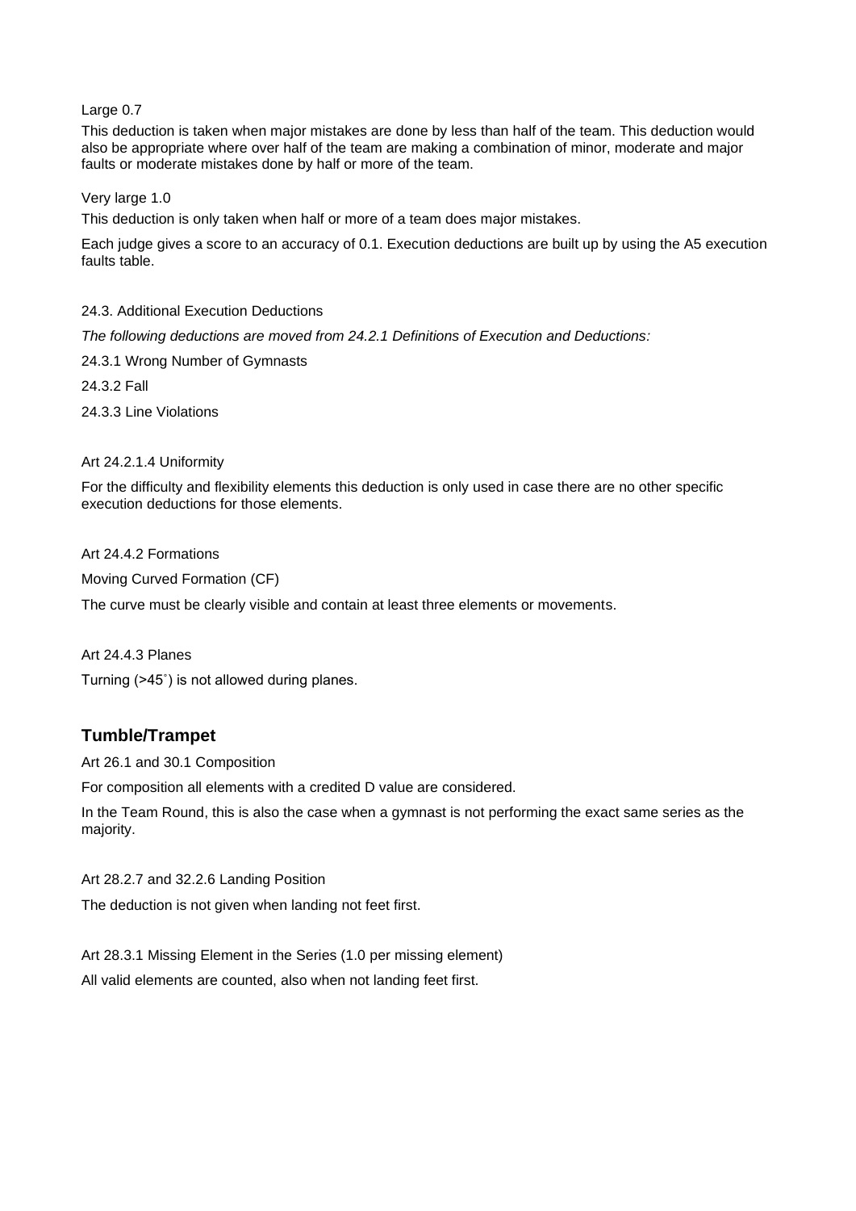Large 0.7

This deduction is taken when major mistakes are done by less than half of the team. This deduction would also be appropriate where over half of the team are making a combination of minor, moderate and major faults or moderate mistakes done by half or more of the team.

Very large 1.0

This deduction is only taken when half or more of a team does major mistakes.

Each judge gives a score to an accuracy of 0.1. Execution deductions are built up by using the A5 execution faults table.

24.3. Additional Execution Deductions

*The following deductions are moved from 24.2.1 Definitions of Execution and Deductions:*

24.3.1 Wrong Number of Gymnasts

24.3.2 Fall

24.3.3 Line Violations

Art 24.2.1.4 Uniformity

For the difficulty and flexibility elements this deduction is only used in case there are no other specific execution deductions for those elements.

Art 24.4.2 Formations

Moving Curved Formation (CF)

The curve must be clearly visible and contain at least three elements or movements.

Art 24.4.3 Planes

Turning (>45˚) is not allowed during planes.

## Tumble/Trampet

Art 26.1 and 30.1 Composition

For composition all elements with a credited D value are considered.

In the Team Round, this is also the case when a gymnast is not performing the exact same series as the majority.

Art 28.2.7 and 32.2.6 Landing Position

The deduction is not given when landing not feet first.

Art 28.3.1 Missing Element in the Series (1.0 per missing element)

All valid elements are counted, also when not landing feet first.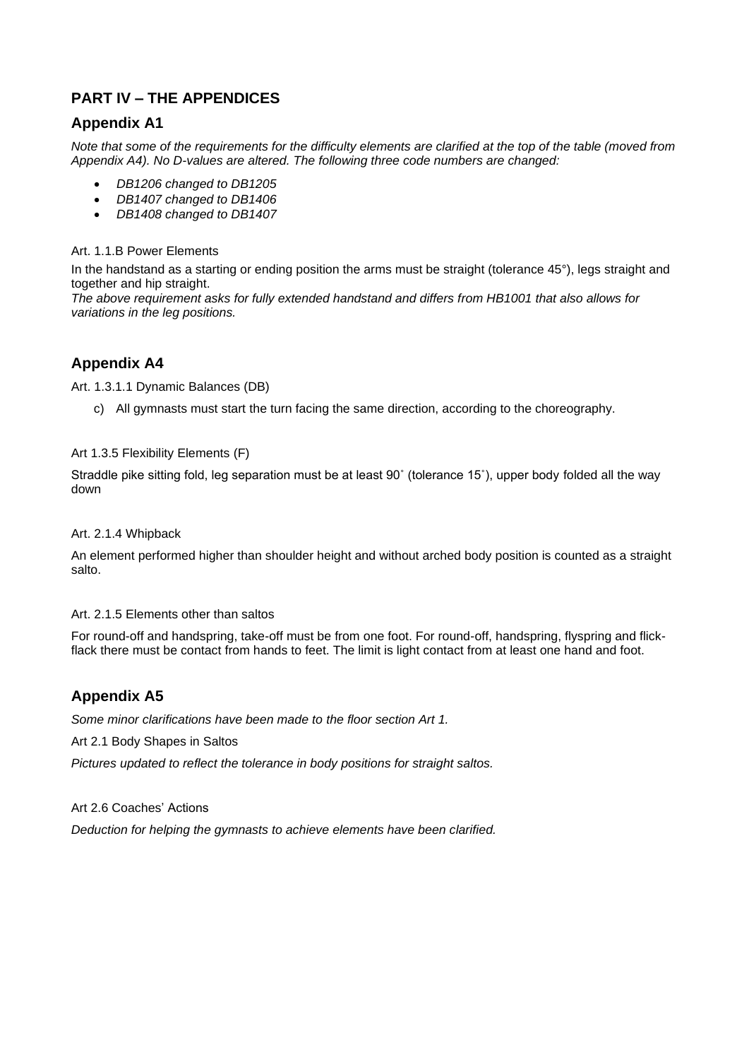## PART IV – THE APPENDICES

### Appendix A1

*Note that some of the requirements for the difficulty elements are clarified at the top of the table (moved from Appendix A4). No D-values are altered. The following three code numbers are changed:*

- *DB1206 changed to DB1205*
- *DB1407 changed to DB1406*
- *DB1408 changed to DB1407*

Art. 1.1.B Power Elements

In the handstand as a starting or ending position the arms must be straight (tolerance 45°), legs straight and together and hip straight.
*The above requirement asks for fully extended handstand and differs from HB1001 that also allows for variations in the leg positions.*

### Appendix A4

Art. 1.3.1.1 Dynamic Balances (DB)

c) All gymnasts must start the turn facing the same direction, according to the choreography.

Art 1.3.5 Flexibility Elements (F)

Straddle pike sitting fold, leg separation must be at least 90˚ (tolerance 15˚), upper body folded all the way down

Art. 2.1.4 Whipback

An element performed higher than shoulder height and without arched body position is counted as a straight salto.

Art. 2.1.5 Elements other than saltos

For round-off and handspring, take-off must be from one foot. For round-off, handspring, flyspring and flick-flack there must be contact from hands to feet. The limit is light contact from at least one hand and foot.

### Appendix A5

*Some minor clarifications have been made to the floor section Art 1.*

Art 2.1 Body Shapes in Saltos

*Pictures updated to reflect the tolerance in body positions for straight saltos.*

Art 2.6 Coaches' Actions

*Deduction for helping the gymnasts to achieve elements have been clarified.*